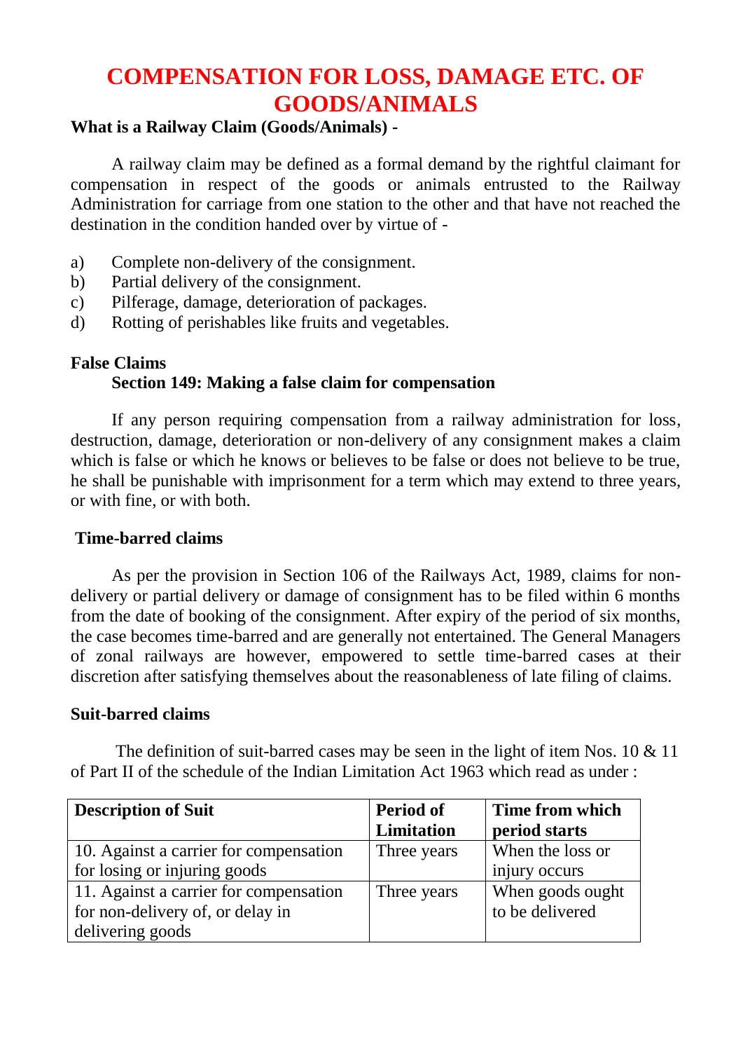# COMPENSATION FOR LOSS, DAMAGE ETC. OF GOODS/ANIMALS

**What is a Railway Claim (Goods/Animals) -**

A railway claim may be defined as a formal demand by the rightful claimant for compensation in respect of the goods or animals entrusted to the Railway Administration for carriage from one station to the other and that have not reached the destination in the condition handed over by virtue of -

a) Complete non-delivery of the consignment.
b) Partial delivery of the consignment.
c) Pilferage, damage, deterioration of packages.
d) Rotting of perishables like fruits and vegetables.

**False Claims**

**Section 149: Making a false claim for compensation**

If any person requiring compensation from a railway administration for loss, destruction, damage, deterioration or non-delivery of any consignment makes a claim which is false or which he knows or believes to be false or does not believe to be true, he shall be punishable with imprisonment for a term which may extend to three years, or with fine, or with both.

**Time-barred claims**

As per the provision in Section 106 of the Railways Act, 1989, claims for non-delivery or partial delivery or damage of consignment has to be filed within 6 months from the date of booking of the consignment. After expiry of the period of six months, the case becomes time-barred and are generally not entertained. The General Managers of zonal railways are however, empowered to settle time-barred cases at their discretion after satisfying themselves about the reasonableness of late filing of claims.

**Suit-barred claims**

The definition of suit-barred cases may be seen in the light of item Nos. 10 & 11 of Part II of the schedule of the Indian Limitation Act 1963 which read as under :

| **Description of Suit** | **Period of Limitation** | **Time from which period starts** |
|---|---|---|
| 10. Against a carrier for compensation for losing or injuring goods | Three years | When the loss or injury occurs |
| 11. Against a carrier for compensation for non-delivery of, or delay in delivering goods | Three years | When goods ought to be delivered |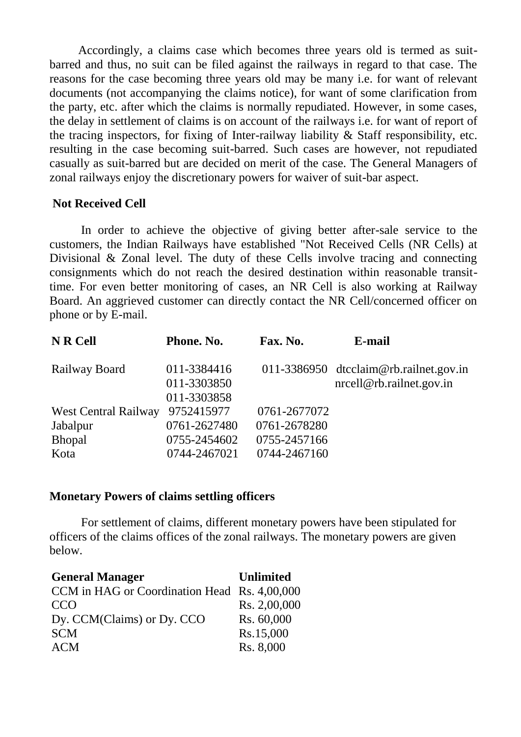Accordingly, a claims case which becomes three years old is termed as suit-barred and thus, no suit can be filed against the railways in regard to that case. The reasons for the case becoming three years old may be many i.e. for want of relevant documents (not accompanying the claims notice), for want of some clarification from the party, etc. after which the claims is normally repudiated. However, in some cases, the delay in settlement of claims is on account of the railways i.e. for want of report of the tracing inspectors, for fixing of Inter-railway liability & Staff responsibility, etc. resulting in the case becoming suit-barred. Such cases are however, not repudiated casually as suit-barred but are decided on merit of the case. The General Managers of zonal railways enjoy the discretionary powers for waiver of suit-bar aspect.

**Not Received Cell**

In order to achieve the objective of giving better after-sale service to the customers, the Indian Railways have established "Not Received Cells (NR Cells) at Divisional & Zonal level. The duty of these Cells involve tracing and connecting consignments which do not reach the desired destination within reasonable transit-time. For even better monitoring of cases, an NR Cell is also working at Railway Board. An aggrieved customer can directly contact the NR Cell/concerned officer on phone or by E-mail.

| N R Cell | Phone. No. | Fax. No. | E-mail |
|---|---|---|---|
| Railway Board | 011-3384416<br>011-3303850<br>011-3303858 | 011-3386950 | dtcclaim@rb.railnet.gov.in<br>nrcell@rb.railnet.gov.in |
| West Central Railway | 9752415977 | 0761-2677072 | |
| Jabalpur | 0761-2627480 | 0761-2678280 | |
| Bhopal | 0755-2454602 | 0755-2457166 | |
| Kota | 0744-2467021 | 0744-2467160 | |

**Monetary Powers of claims settling officers**

For settlement of claims, different monetary powers have been stipulated for officers of the claims offices of the zonal railways. The monetary powers are given below.

| General Manager | Unlimited |
|---|---|
| CCM in HAG or Coordination Head | Rs. 4,00,000 |
| CCO | Rs. 2,00,000 |
| Dy. CCM(Claims) or Dy. CCO | Rs. 60,000 |
| SCM | Rs.15,000 |
| ACM | Rs. 8,000 |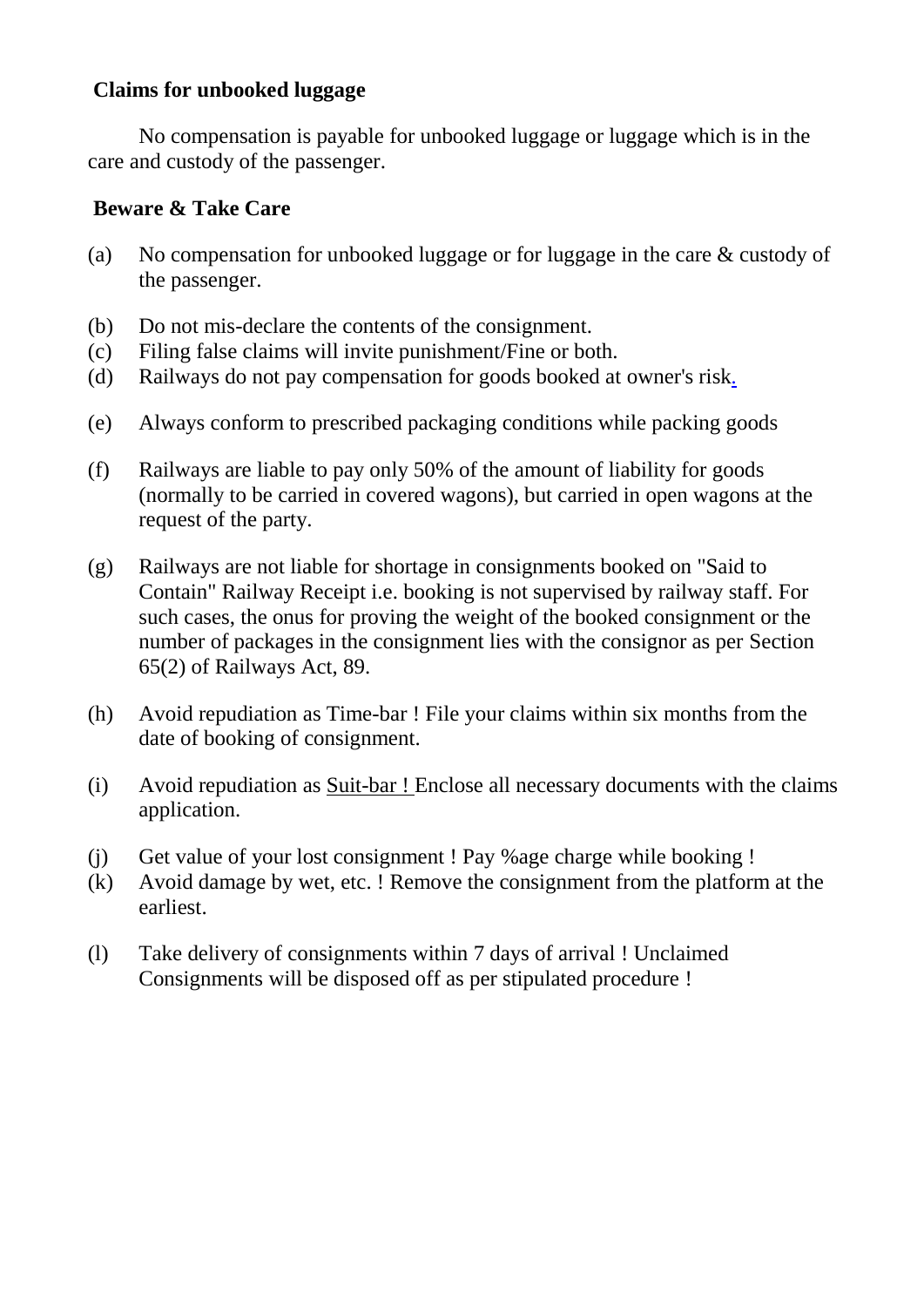**Claims for unbooked luggage**

No compensation is payable for unbooked luggage or luggage which is in the care and custody of the passenger.

**Beware & Take Care**

(a) No compensation for unbooked luggage or for luggage in the care & custody of the passenger.

(b) Do not mis-declare the contents of the consignment.

(c) Filing false claims will invite punishment/Fine or both.

(d) Railways do not pay compensation for goods booked at owner's risk.

(e) Always conform to prescribed packaging conditions while packing goods

(f) Railways are liable to pay only 50% of the amount of liability for goods (normally to be carried in covered wagons), but carried in open wagons at the request of the party.

(g) Railways are not liable for shortage in consignments booked on "Said to Contain" Railway Receipt i.e. booking is not supervised by railway staff. For such cases, the onus for proving the weight of the booked consignment or the number of packages in the consignment lies with the consignor as per Section 65(2) of Railways Act, 89.

(h) Avoid repudiation as Time-bar ! File your claims within six months from the date of booking of consignment.

(i) Avoid repudiation as Suit-bar ! Enclose all necessary documents with the claims application.

(j) Get value of your lost consignment ! Pay %age charge while booking !

(k) Avoid damage by wet, etc. ! Remove the consignment from the platform at the earliest.

(l) Take delivery of consignments within 7 days of arrival ! Unclaimed Consignments will be disposed off as per stipulated procedure !